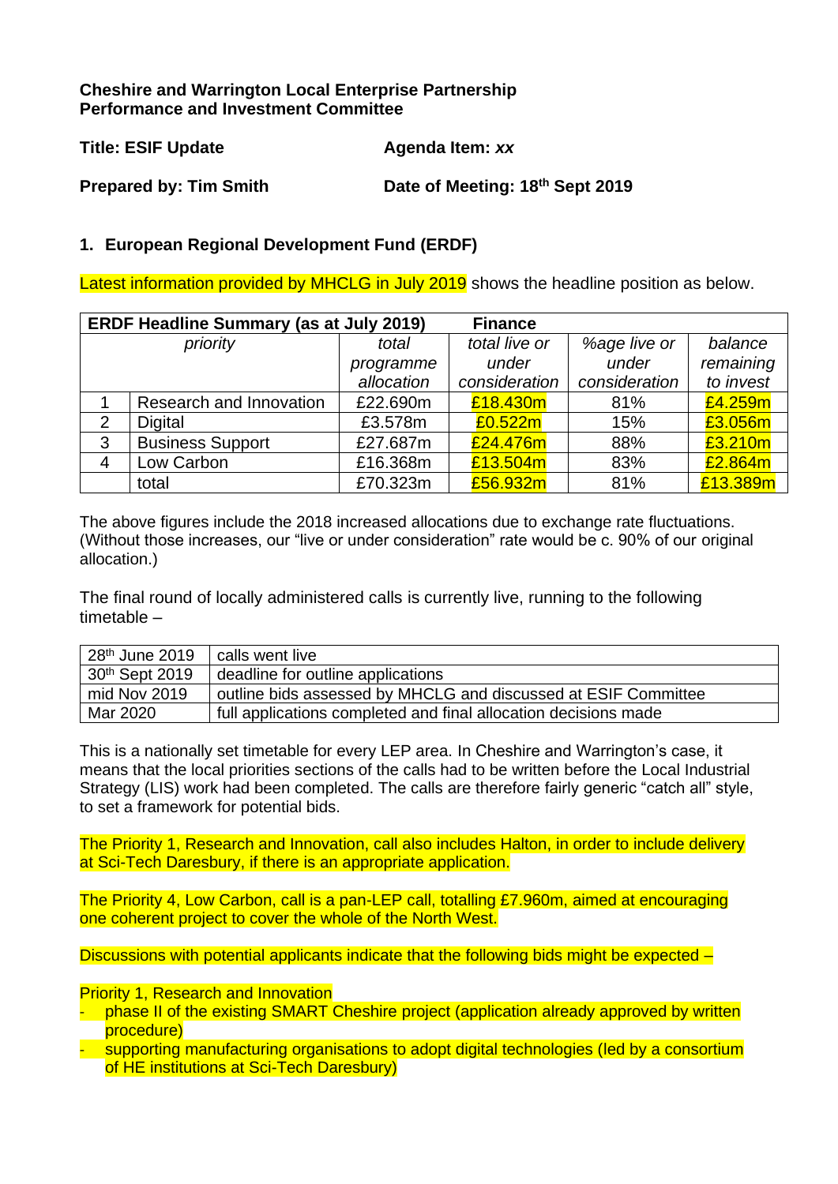**Cheshire and Warrington Local Enterprise Partnership**
**Performance and Investment Committee**

**Title: ESIF Update** **Agenda Item:** ***xx***

**Prepared by: Tim Smith** **Date of Meeting: 18th Sept 2019**

## 1. European Regional Development Fund (ERDF)

Latest information provided by MHCLG in July 2019 shows the headline position as below.

| **ERDF Headline Summary (as at July 2019)** | | **Finance** | | | |
|---|---|---|---|---|---|
| *priority* | | *total programme allocation* | *total live or under consideration* | *%age live or under consideration* | *balance remaining to invest* |
| 1 | Research and Innovation | £22.690m | £18.430m | 81% | £4.259m |
| 2 | Digital | £3.578m | £0.522m | 15% | £3.056m |
| 3 | Business Support | £27.687m | £24.476m | 88% | £3.210m |
| 4 | Low Carbon | £16.368m | £13.504m | 83% | £2.864m |
| | total | £70.323m | £56.932m | 81% | £13.389m |

The above figures include the 2018 increased allocations due to exchange rate fluctuations. (Without those increases, our "live or under consideration" rate would be c. 90% of our original allocation.)

The final round of locally administered calls is currently live, running to the following timetable –

| | |
|---|---|
| 28th June 2019 | calls went live |
| 30th Sept 2019 | deadline for outline applications |
| mid Nov 2019 | outline bids assessed by MHCLG and discussed at ESIF Committee |
| Mar 2020 | full applications completed and final allocation decisions made |

This is a nationally set timetable for every LEP area. In Cheshire and Warrington's case, it means that the local priorities sections of the calls had to be written before the Local Industrial Strategy (LIS) work had been completed. The calls are therefore fairly generic "catch all" style, to set a framework for potential bids.

The Priority 1, Research and Innovation, call also includes Halton, in order to include delivery at Sci-Tech Daresbury, if there is an appropriate application.

The Priority 4, Low Carbon, call is a pan-LEP call, totalling £7.960m, aimed at encouraging one coherent project to cover the whole of the North West.

Discussions with potential applicants indicate that the following bids might be expected –

Priority 1, Research and Innovation
- phase II of the existing SMART Cheshire project (application already approved by written procedure)
- supporting manufacturing organisations to adopt digital technologies (led by a consortium of HE institutions at Sci-Tech Daresbury)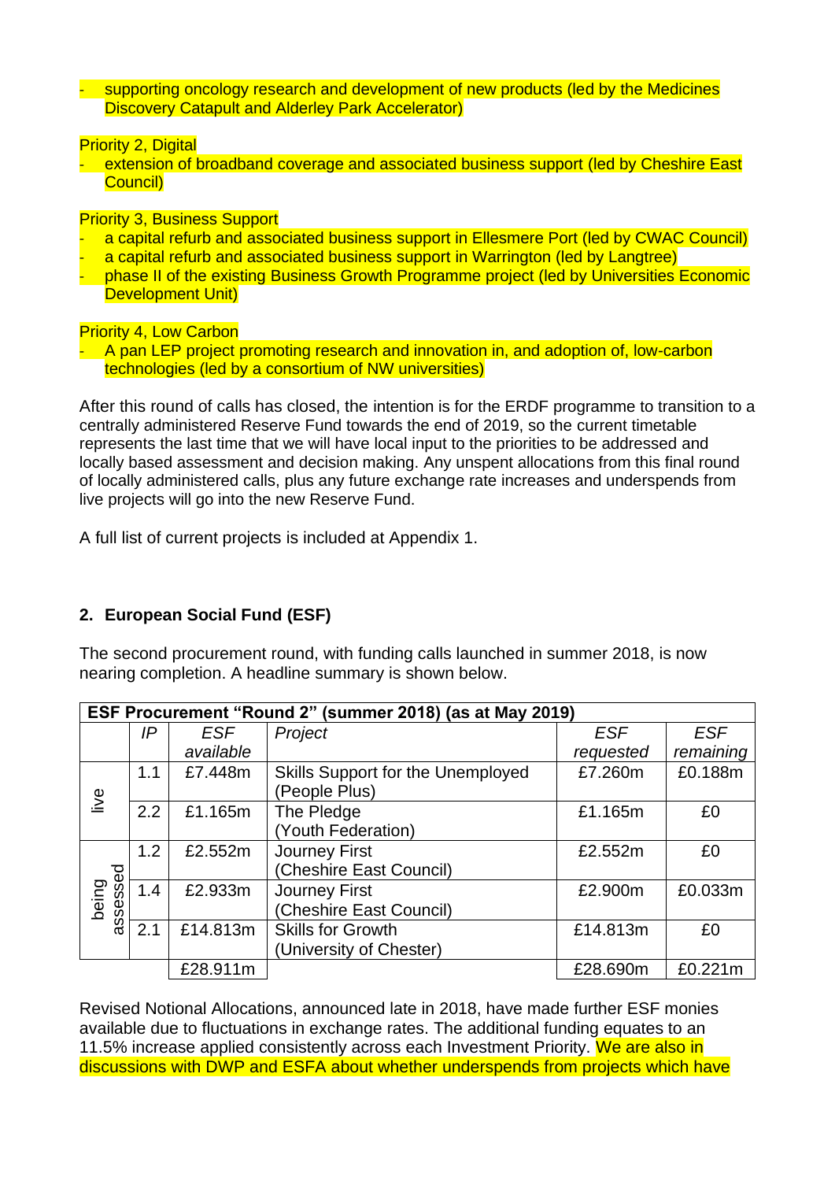- supporting oncology research and development of new products (led by the Medicines Discovery Catapult and Alderley Park Accelerator)

Priority 2, Digital

- extension of broadband coverage and associated business support (led by Cheshire East Council)

Priority 3, Business Support

- a capital refurb and associated business support in Ellesmere Port (led by CWAC Council)
- a capital refurb and associated business support in Warrington (led by Langtree)
- phase II of the existing Business Growth Programme project (led by Universities Economic Development Unit)

Priority 4, Low Carbon

- A pan LEP project promoting research and innovation in, and adoption of, low-carbon technologies (led by a consortium of NW universities)

After this round of calls has closed, the intention is for the ERDF programme to transition to a centrally administered Reserve Fund towards the end of 2019, so the current timetable represents the last time that we will have local input to the priorities to be addressed and locally based assessment and decision making. Any unspent allocations from this final round of locally administered calls, plus any future exchange rate increases and underspends from live projects will go into the new Reserve Fund.

A full list of current projects is included at Appendix 1.

## 2. European Social Fund (ESF)

The second procurement round, with funding calls launched in summer 2018, is now nearing completion. A headline summary is shown below.

| ESF Procurement "Round 2" (summer 2018) (as at May 2019) | | | | | |
|---|---|---|---|---|---|
| | *IP* | *ESF available* | *Project* | *ESF requested* | *ESF remaining* |
| live | 1.1 | £7.448m | Skills Support for the Unemployed (People Plus) | £7.260m | £0.188m |
| | 2.2 | £1.165m | The Pledge (Youth Federation) | £1.165m | £0 |
| being assessed | 1.2 | £2.552m | Journey First (Cheshire East Council) | £2.552m | £0 |
| | 1.4 | £2.933m | Journey First (Cheshire East Council) | £2.900m | £0.033m |
| | 2.1 | £14.813m | Skills for Growth (University of Chester) | £14.813m | £0 |
| | | £28.911m | | £28.690m | £0.221m |

Revised Notional Allocations, announced late in 2018, have made further ESF monies available due to fluctuations in exchange rates. The additional funding equates to an 11.5% increase applied consistently across each Investment Priority. We are also in discussions with DWP and ESFA about whether underspends from projects which have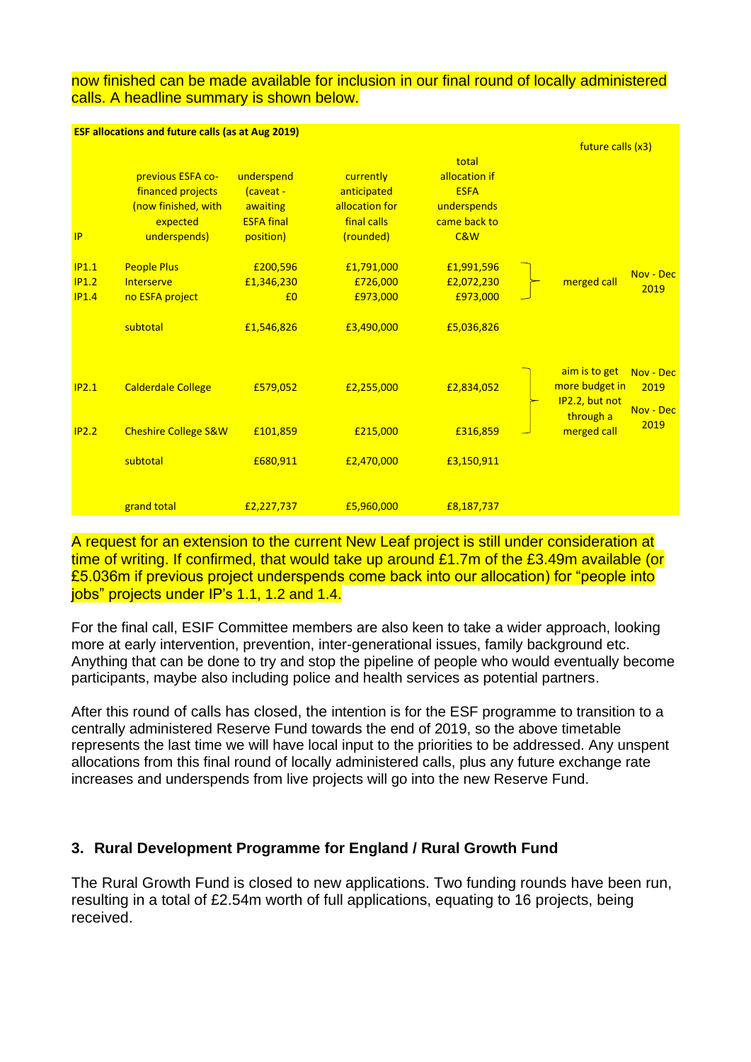now finished can be made available for inclusion in our final round of locally administered calls. A headline summary is shown below.

**ESF allocations and future calls (as at Aug 2019)**

| IP | previous ESFA co-financed projects (now finished, with expected underspends) | underspend (caveat - awaiting ESFA final position) | currently anticipated allocation for final calls (rounded) | total allocation if ESFA underspends came back to C&W | future calls (x3) | |
|---|---|---|---|---|---|---|
| IP1.1 | People Plus | £200,596 | £1,791,000 | £1,991,596 | merged call | Nov - Dec 2019 |
| IP1.2 | Interserve | £1,346,230 | £726,000 | £2,072,230 | | |
| IP1.4 | no ESFA project | £0 | £973,000 | £973,000 | | |
| | subtotal | £1,546,826 | £3,490,000 | £5,036,826 | | |
| IP2.1 | Calderdale College | £579,052 | £2,255,000 | £2,834,052 | aim is to get more budget in IP2.2, but not through a merged call | Nov - Dec 2019 |
| IP2.2 | Cheshire College S&W | £101,859 | £215,000 | £316,859 | | Nov - Dec 2019 |
| | subtotal | £680,911 | £2,470,000 | £3,150,911 | | |
| | grand total | £2,227,737 | £5,960,000 | £8,187,737 | | |

A request for an extension to the current New Leaf project is still under consideration at time of writing. If confirmed, that would take up around £1.7m of the £3.49m available (or £5.036m if previous project underspends come back into our allocation) for "people into jobs" projects under IP's 1.1, 1.2 and 1.4.

For the final call, ESIF Committee members are also keen to take a wider approach, looking more at early intervention, prevention, inter-generational issues, family background etc. Anything that can be done to try and stop the pipeline of people who would eventually become participants, maybe also including police and health services as potential partners.

After this round of calls has closed, the intention is for the ESF programme to transition to a centrally administered Reserve Fund towards the end of 2019, so the above timetable represents the last time we will have local input to the priorities to be addressed. Any unspent allocations from this final round of locally administered calls, plus any future exchange rate increases and underspends from live projects will go into the new Reserve Fund.

### 3. Rural Development Programme for England / Rural Growth Fund

The Rural Growth Fund is closed to new applications. Two funding rounds have been run, resulting in a total of £2.54m worth of full applications, equating to 16 projects, being received.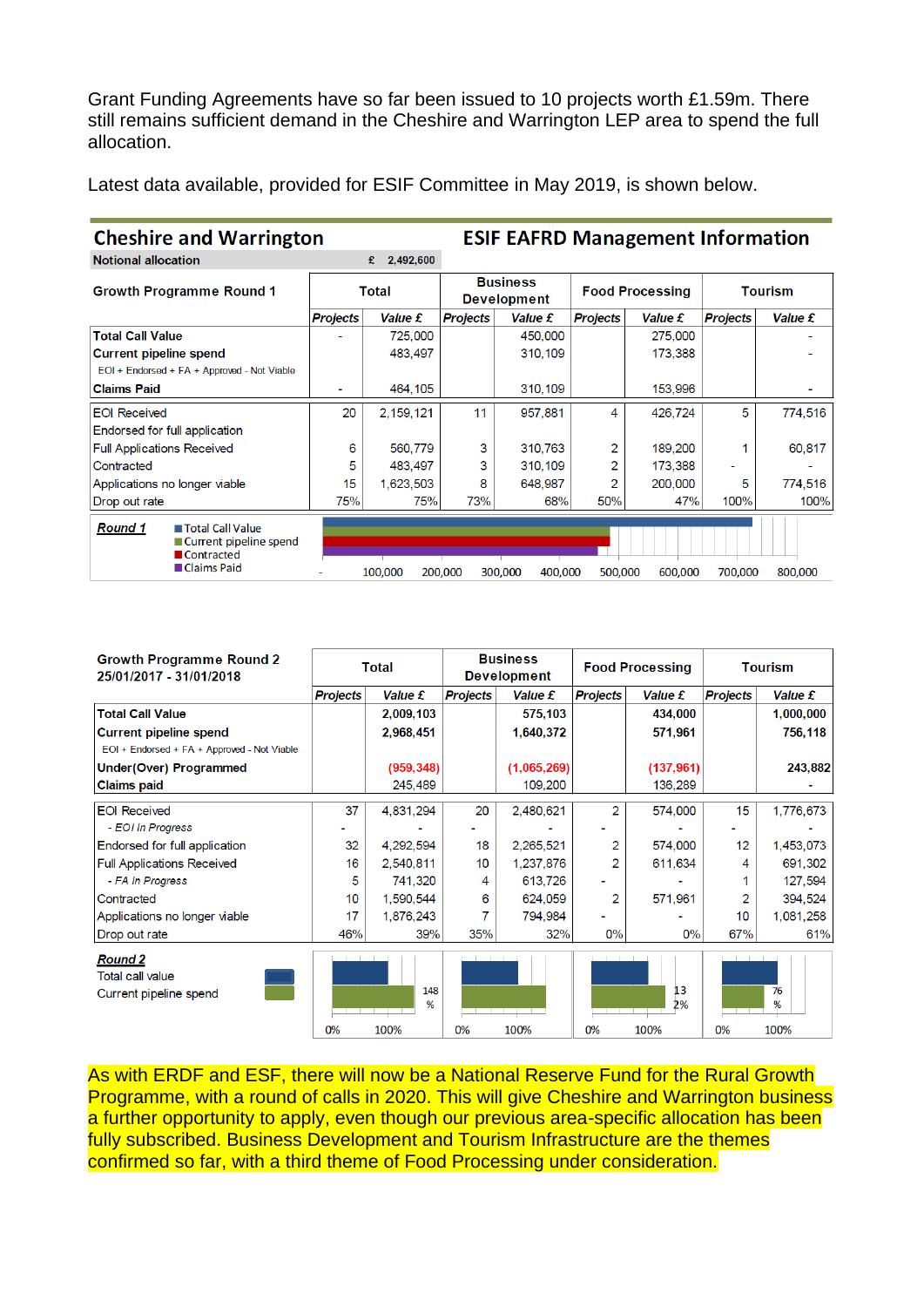Grant Funding Agreements have so far been issued to 10 projects worth £1.59m. There still remains sufficient demand in the Cheshire and Warrington LEP area to spend the full allocation.

Latest data available, provided for ESIF Committee in May 2019, is shown below.

## Cheshire and Warrington — ESIF EAFRD Management Information

Notional allocation £ 2,492,600

| Growth Programme Round 1 | Total | | Business Development | | Food Processing | | Tourism | |
|---|---|---|---|---|---|---|---|---|
| | Projects | Value £ | Projects | Value £ | Projects | Value £ | Projects | Value £ |
| **Total Call Value** | - | 725,000 | | 450,000 | | 275,000 | | - |
| **Current pipeline spend** | | 483,497 | | 310,109 | | 173,388 | | - |
| EOI + Endorsed + FA + Approved - Not Viable | | | | | | | | |
| **Claims Paid** | - | 464,105 | | 310,109 | | 153,996 | | - |
| EOI Received | 20 | 2,159,121 | 11 | 957,881 | 4 | 426,724 | 5 | 774,516 |
| Endorsed for full application | | | | | | | | |
| Full Applications Received | 6 | 560,779 | 3 | 310,763 | 2 | 189,200 | 1 | 60,817 |
| Contracted | 5 | 483,497 | 3 | 310,109 | 2 | 173,388 | - | - |
| Applications no longer viable | 15 | 1,623,503 | 8 | 648,987 | 2 | 200,000 | 5 | 774,516 |
| Drop out rate | 75% | 75% | 73% | 68% | 50% | 47% | 100% | 100% |

**Round 1** — Total Call Value; Current pipeline spend; Contracted; Claims Paid

| Growth Programme Round 2 25/01/2017 - 31/01/2018 | Total | | Business Development | | Food Processing | | Tourism | |
|---|---|---|---|---|---|---|---|---|
| | Projects | Value £ | Projects | Value £ | Projects | Value £ | Projects | Value £ |
| **Total Call Value** | | 2,009,103 | | 575,103 | | 434,000 | | 1,000,000 |
| **Current pipeline spend** | | 2,968,451 | | 1,640,372 | | 571,961 | | 756,118 |
| EOI + Endorsed + FA + Approved - Not Viable | | | | | | | | |
| **Under(Over) Programmed** | | (959,348) | | (1,065,269) | | (137,961) | | 243,882 |
| **Claims paid** | | 245,489 | | 109,200 | | 136,289 | | - |
| EOI Received | 37 | 4,831,294 | 20 | 2,480,621 | 2 | 574,000 | 15 | 1,776,673 |
| - *EOI In Progress* | - | - | - | - | - | - | - | - |
| Endorsed for full application | 32 | 4,292,594 | 18 | 2,265,521 | 2 | 574,000 | 12 | 1,453,073 |
| Full Applications Received | 16 | 2,540,811 | 10 | 1,237,876 | 2 | 611,634 | 4 | 691,302 |
| - *FA In Progress* | 5 | 741,320 | 4 | 613,726 | - | - | 1 | 127,594 |
| Contracted | 10 | 1,590,544 | 6 | 624,059 | 2 | 571,961 | 2 | 394,524 |
| Applications no longer viable | 17 | 1,876,243 | 7 | 794,984 | - | - | 10 | 1,081,258 |
| Drop out rate | 46% | 39% | 35% | 32% | 0% | 0% | 67% | 61% |

**Round 2** — Total call value; Current pipeline spend — 148%; 132%; 76%

As with ERDF and ESF, there will now be a National Reserve Fund for the Rural Growth Programme, with a round of calls in 2020. This will give Cheshire and Warrington business a further opportunity to apply, even though our previous area-specific allocation has been fully subscribed. Business Development and Tourism Infrastructure are the themes confirmed so far, with a third theme of Food Processing under consideration.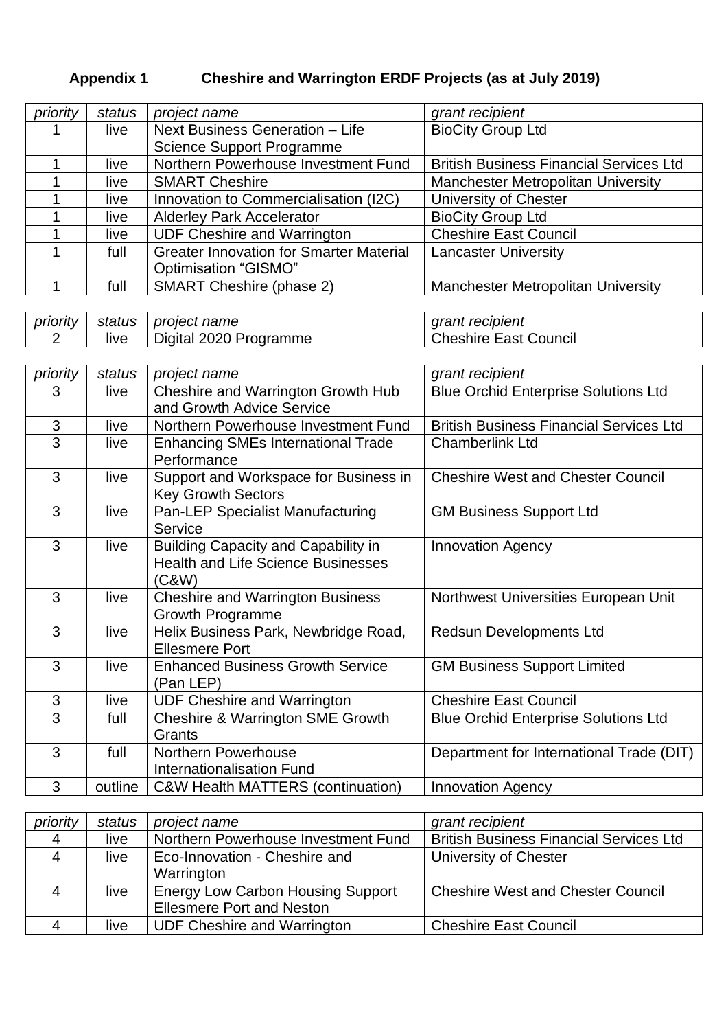**Appendix 1 Cheshire and Warrington ERDF Projects (as at July 2019)**

| *priority* | *status* | *project name* | *grant recipient* |
|---|---|---|---|
| 1 | live | Next Business Generation – Life Science Support Programme | BioCity Group Ltd |
| 1 | live | Northern Powerhouse Investment Fund | British Business Financial Services Ltd |
| 1 | live | SMART Cheshire | Manchester Metropolitan University |
| 1 | live | Innovation to Commercialisation (I2C) | University of Chester |
| 1 | live | Alderley Park Accelerator | BioCity Group Ltd |
| 1 | live | UDF Cheshire and Warrington | Cheshire East Council |
| 1 | full | Greater Innovation for Smarter Material Optimisation "GISMO" | Lancaster University |
| 1 | full | SMART Cheshire (phase 2) | Manchester Metropolitan University |

| *priority* | *status* | *project name* | *grant recipient* |
|---|---|---|---|
| 2 | live | Digital 2020 Programme | Cheshire East Council |

| *priority* | *status* | *project name* | *grant recipient* |
|---|---|---|---|
| 3 | live | Cheshire and Warrington Growth Hub and Growth Advice Service | Blue Orchid Enterprise Solutions Ltd |
| 3 | live | Northern Powerhouse Investment Fund | British Business Financial Services Ltd |
| 3 | live | Enhancing SMEs International Trade Performance | Chamberlink Ltd |
| 3 | live | Support and Workspace for Business in Key Growth Sectors | Cheshire West and Chester Council |
| 3 | live | Pan-LEP Specialist Manufacturing Service | GM Business Support Ltd |
| 3 | live | Building Capacity and Capability in Health and Life Science Businesses (C&W) | Innovation Agency |
| 3 | live | Cheshire and Warrington Business Growth Programme | Northwest Universities European Unit |
| 3 | live | Helix Business Park, Newbridge Road, Ellesmere Port | Redsun Developments Ltd |
| 3 | live | Enhanced Business Growth Service (Pan LEP) | GM Business Support Limited |
| 3 | live | UDF Cheshire and Warrington | Cheshire East Council |
| 3 | full | Cheshire & Warrington SME Growth Grants | Blue Orchid Enterprise Solutions Ltd |
| 3 | full | Northern Powerhouse Internationalisation Fund | Department for International Trade (DIT) |
| 3 | outline | C&W Health MATTERS (continuation) | Innovation Agency |

| *priority* | *status* | *project name* | *grant recipient* |
|---|---|---|---|
| 4 | live | Northern Powerhouse Investment Fund | British Business Financial Services Ltd |
| 4 | live | Eco-Innovation - Cheshire and Warrington | University of Chester |
| 4 | live | Energy Low Carbon Housing Support Ellesmere Port and Neston | Cheshire West and Chester Council |
| 4 | live | UDF Cheshire and Warrington | Cheshire East Council |